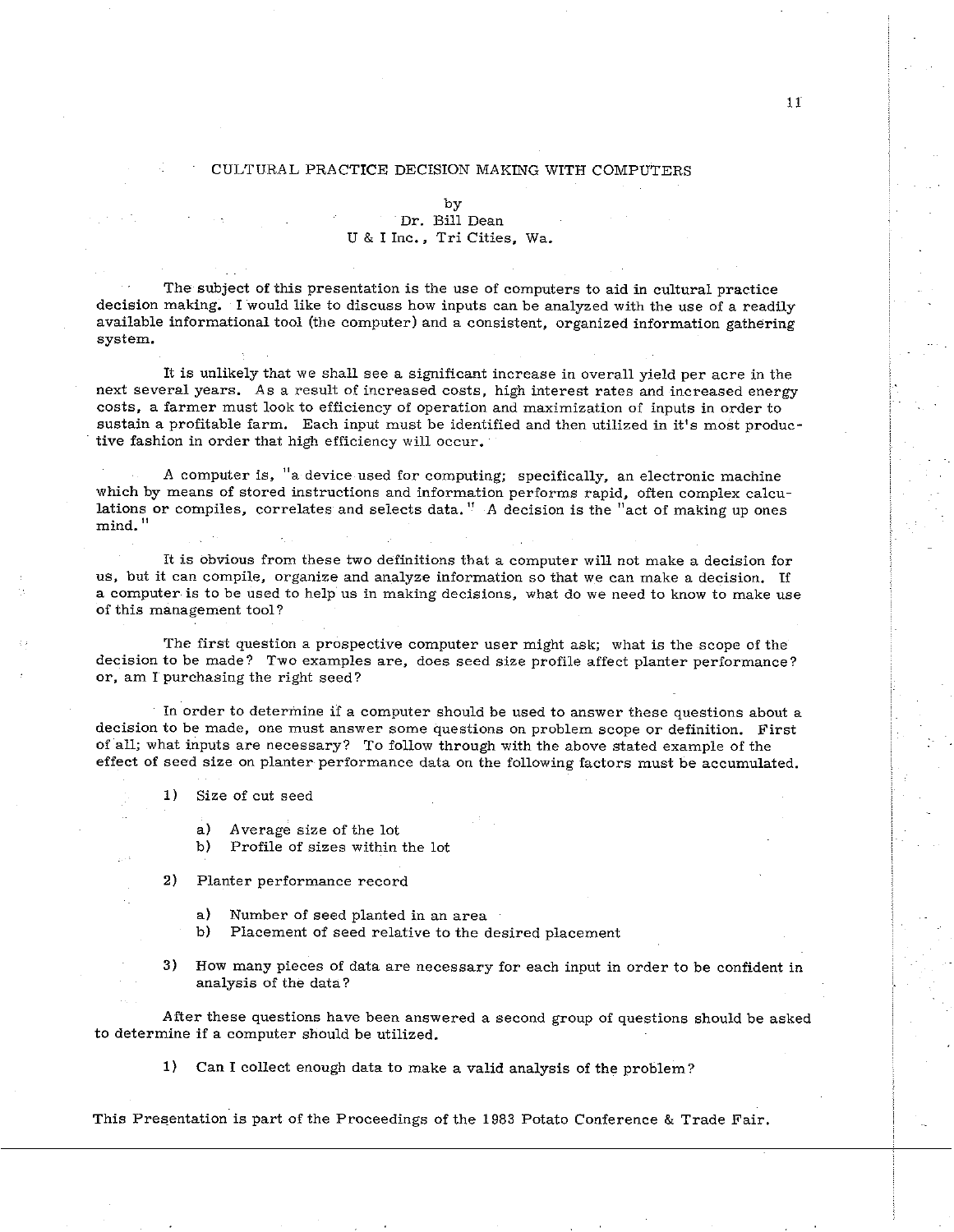# CULTURAL PRACTICE DECISION MAKING WITH COMPUTERS

by
Dr. Bill Dean
U & I Inc., Tri Cities, Wa.

The subject of this presentation is the use of computers to aid in cultural practice decision making. I would like to discuss how inputs can be analyzed with the use of a readily available informational tool (the computer) and a consistent, organized information gathering system.

It is unlikely that we shall see a significant increase in overall yield per acre in the next several years. As a result of increased costs, high interest rates and increased energy costs, a farmer must look to efficiency of operation and maximization of inputs in order to sustain a profitable farm. Each input must be identified and then utilized in it's most productive fashion in order that high efficiency will occur.

A computer is, "a device used for computing; specifically, an electronic machine which by means of stored instructions and information performs rapid, often complex calculations or compiles, correlates and selects data." A decision is the "act of making up ones mind."

It is obvious from these two definitions that a computer will not make a decision for us, but it can compile, organize and analyze information so that we can make a decision. If a computer is to be used to help us in making decisions, what do we need to know to make use of this management tool?

The first question a prospective computer user might ask; what is the scope of the decision to be made? Two examples are, does seed size profile affect planter performance? or, am I purchasing the right seed?

In order to determine if a computer should be used to answer these questions about a decision to be made, one must answer some questions on problem scope or definition. First of all; what inputs are necessary? To follow through with the above stated example of the effect of seed size on planter performance data on the following factors must be accumulated.

1) Size of cut seed
   a) Average size of the lot
   b) Profile of sizes within the lot
2) Planter performance record
   a) Number of seed planted in an area
   b) Placement of seed relative to the desired placement
3) How many pieces of data are necessary for each input in order to be confident in analysis of the data?

After these questions have been answered a second group of questions should be asked to determine if a computer should be utilized.

1) Can I collect enough data to make a valid analysis of the problem?

This Presentation is part of the Proceedings of the 1983 Potato Conference & Trade Fair.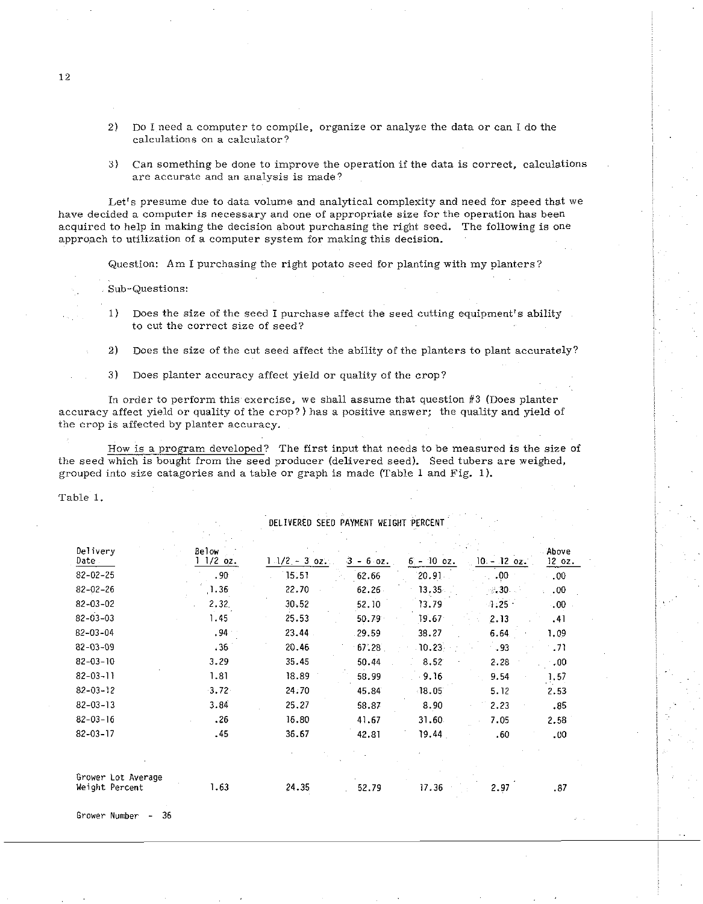2) Do I need a computer to compile, organize or analyze the data or can I do the calculations on a calculator?

3) Can something be done to improve the operation if the data is correct, calculations are accurate and an analysis is made?

Let's presume due to data volume and analytical complexity and need for speed that we have decided a computer is necessary and one of appropriate size for the operation has been acquired to help in making the decision about purchasing the right seed. The following is one approach to utilization of a computer system for making this decision.

Question: Am I purchasing the right potato seed for planting with my planters?

Sub-Questions:

1) Does the size of the seed I purchase affect the seed cutting equipment's ability to cut the correct size of seed?

2) Does the size of the cut seed affect the ability of the planters to plant accurately?

3) Does planter accuracy affect yield or quality of the crop?

In order to perform this exercise, we shall assume that question #3 (Does planter accuracy affect yield or quality of the crop?) has a positive answer; the quality and yield of the crop is affected by planter accuracy.

<u>How is a program developed</u>? The first input that needs to be measured is the size of the seed which is bought from the seed producer (delivered seed). Seed tubers are weighed, grouped into size catagories and a table or graph is made (Table 1 and Fig. 1).

Table 1.

DELIVERED SEED PAYMENT WEIGHT PERCENT

| Delivery Date | Below 1 1/2 oz. | 1 1/2 - 3 oz. | 3 - 6 oz. | 6 - 10 oz. | 10 - 12 oz. | Above 12 oz. |
|---|---|---|---|---|---|---|
| 82-02-25 | .90 | 15.51 | 62.66 | 20.91 | .00 | .00 |
| 82-02-26 | 1.36 | 22.70 | 62.26 | 13.35 | .30 | .00 |
| 82-03-02 | 2.32 | 30.52 | 52.10 | 13.79 | 1.25 | .00 |
| 82-03-03 | 1.45 | 25.53 | 50.79 | 19.67 | 2.13 | .41 |
| 82-03-04 | .94 | 23.44 | 29.59 | 38.27 | 6.64 | 1.09 |
| 82-03-09 | .36 | 20.46 | 67.28 | 10.23 | .93 | .71 |
| 82-03-10 | 3.29 | 35.45 | 50.44 | 8.52 | 2.28 | .00 |
| 82-03-11 | 1.81 | 18.89 | 58.99 | 9.16 | 9.54 | 1.57 |
| 82-03-12 | 3.72 | 24.70 | 45.84 | 18.05 | 5.12 | 2.53 |
| 82-03-13 | 3.84 | 25.27 | 58.87 | 8.90 | 2.23 | .85 |
| 82-03-16 | .26 | 16.80 | 41.67 | 31.60 | 7.05 | 2.58 |
| 82-03-17 | .45 | 36.67 | 42.81 | 19.44 | .60 | .00 |
| Grower Lot Average Weight Percent | 1.63 | 24.35 | 52.79 | 17.36 | 2.97 | .87 |

Grower Number - 36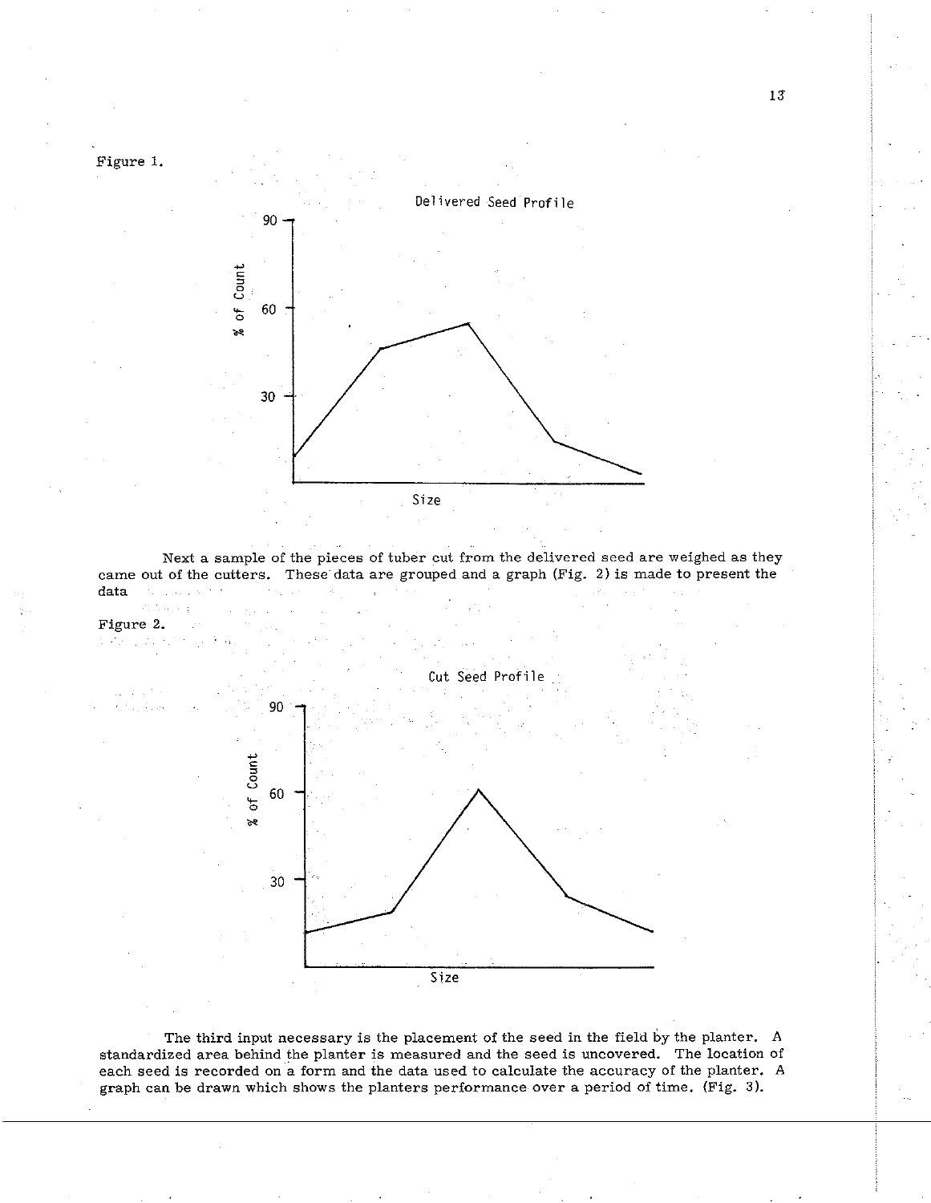Figure 1.

Delivered Seed Profile

Next a sample of the pieces of tuber cut from the delivered seed are weighed as they came out of the cutters. These data are grouped and a graph (Fig. 2) is made to present the data

Figure 2.

Cut Seed Profile

The third input necessary is the placement of the seed in the field by the planter. A standardized area behind the planter is measured and the seed is uncovered. The location of each seed is recorded on a form and the data used to calculate the accuracy of the planter. A graph can be drawn which shows the planters performance over a period of time. (Fig. 3).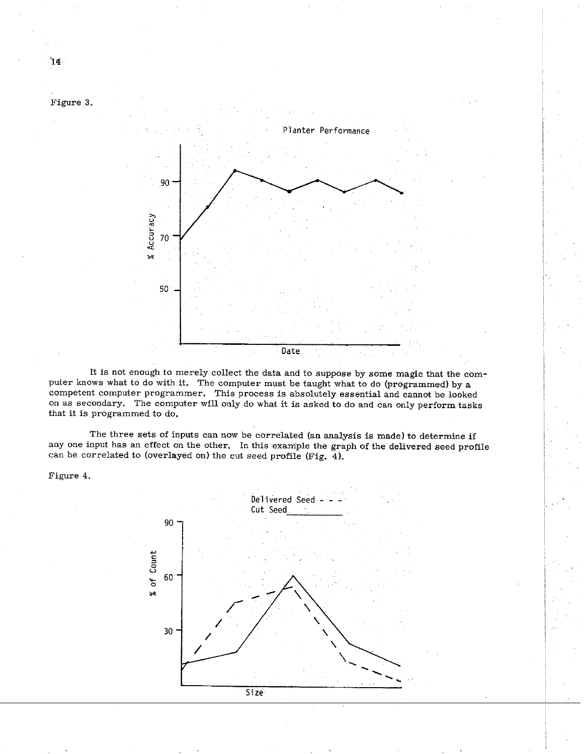Figure 3.

It is not enough to merely collect the data and to suppose by some magic that the computer knows what to do with it. The computer must be taught what to do (programmed) by a competent computer programmer. This process is absolutely essential and cannot be looked on as secondary. The computer will only do what it is asked to do and can only perform tasks that it is programmed to do.

The three sets of inputs can now be correlated (an analysis is made) to determine if any one input has an effect on the other. In this example the graph of the delivered seed profile can be correlated to (overlayed on) the cut seed profile (Fig. 4).

Figure 4.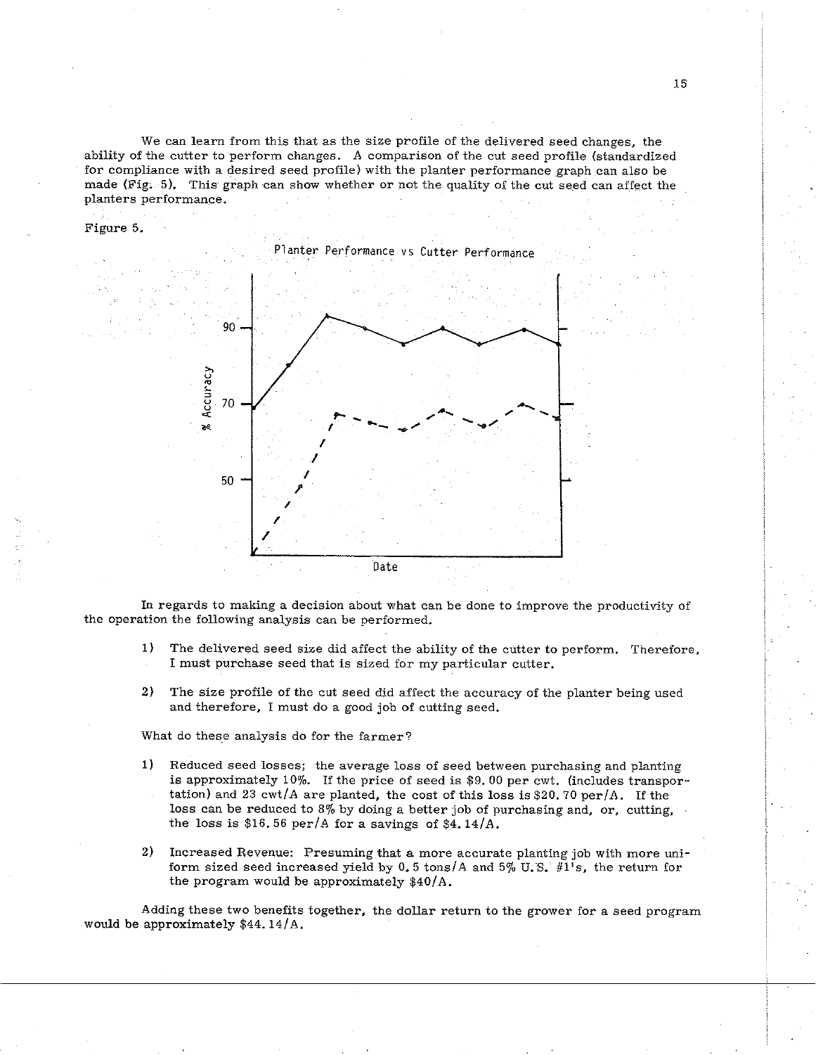We can learn from this that as the size profile of the delivered seed changes, the ability of the cutter to perform changes. A comparison of the cut seed profile (standardized for compliance with a desired seed profile) with the planter performance graph can also be made (Fig. 5). This graph can show whether or not the quality of the cut seed can affect the planters performance.

Figure 5.

Planter Performance vs Cutter Performance

In regards to making a decision about what can be done to improve the productivity of the operation the following analysis can be performed.

1) The delivered seed size did affect the ability of the cutter to perform. Therefore, I must purchase seed that is sized for my particular cutter.

2) The size profile of the cut seed did affect the accuracy of the planter being used and therefore, I must do a good job of cutting seed.

What do these analysis do for the farmer?

1) Reduced seed losses; the average loss of seed between purchasing and planting is approximately 10%. If the price of seed is $9.00 per cwt. (includes transportation) and 23 cwt/A are planted, the cost of this loss is $20.70 per/A. If the loss can be reduced to 8% by doing a better job of purchasing and, or, cutting, the loss is $16.56 per/A for a savings of $4.14/A.

2) Increased Revenue: Presuming that a more accurate planting job with more uniform sized seed increased yield by 0.5 tons/A and 5% U.S. #1's, the return for the program would be approximately $40/A.

Adding these two benefits together, the dollar return to the grower for a seed program would be approximately $44.14/A.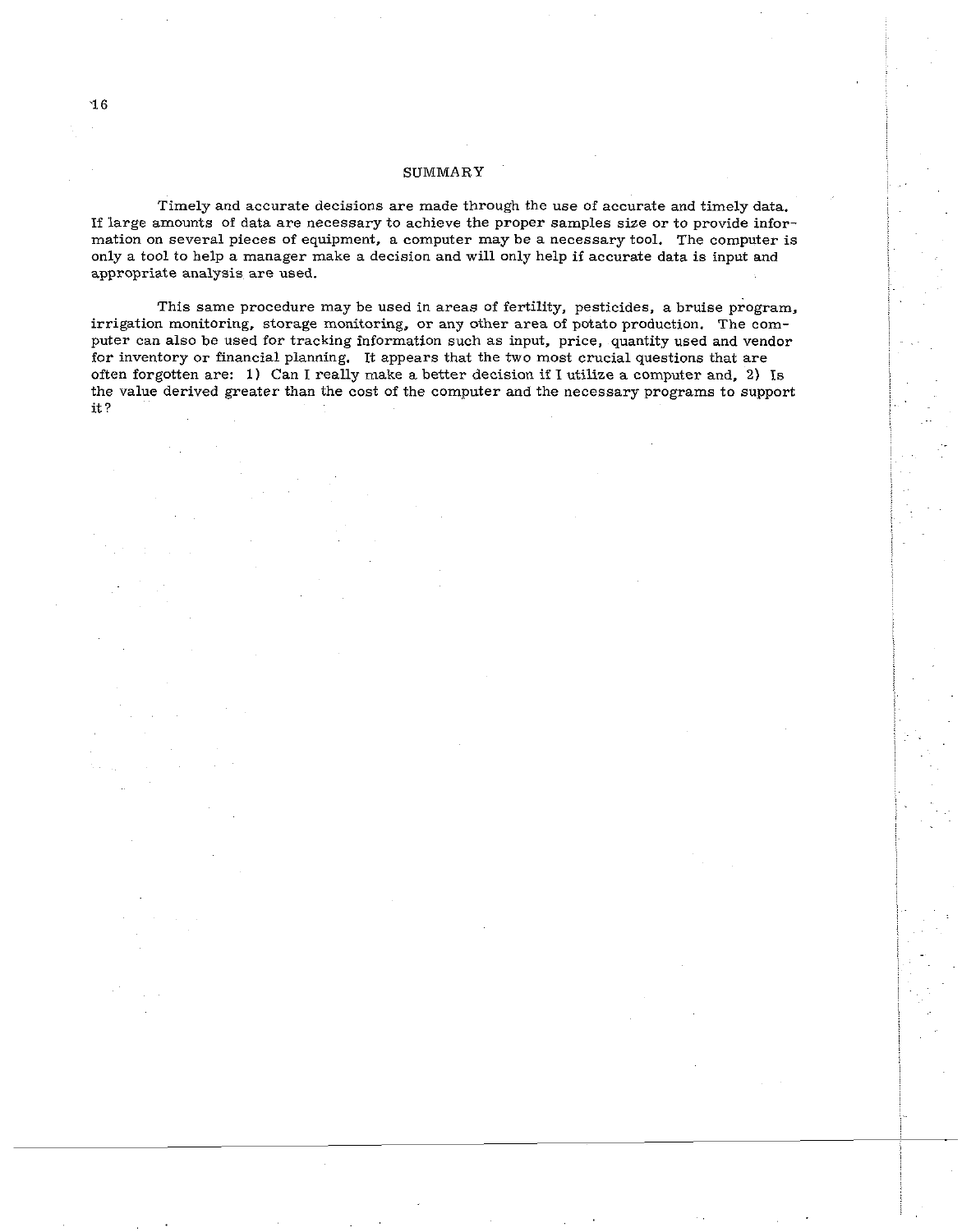## SUMMARY

Timely and accurate decisions are made through the use of accurate and timely data. If large amounts of data are necessary to achieve the proper samples size or to provide information on several pieces of equipment, a computer may be a necessary tool. The computer is only a tool to help a manager make a decision and will only help if accurate data is input and appropriate analysis are used.

This same procedure may be used in areas of fertility, pesticides, a bruise program, irrigation monitoring, storage monitoring, or any other area of potato production. The computer can also be used for tracking information such as input, price, quantity used and vendor for inventory or financial planning. It appears that the two most crucial questions that are often forgotten are: 1) Can I really make a better decision if I utilize a computer and, 2) Is the value derived greater than the cost of the computer and the necessary programs to support it?